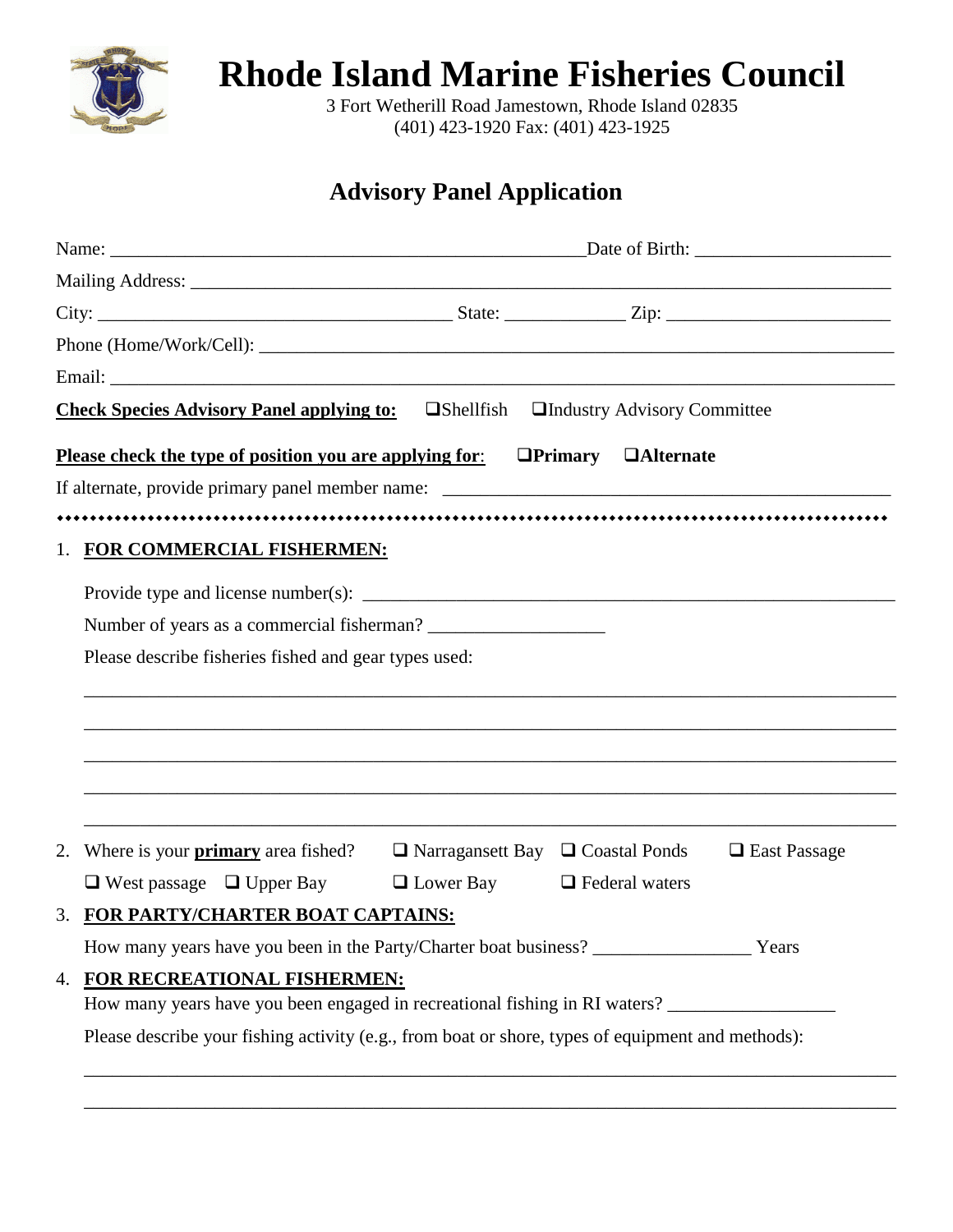# Rhode Island Marine Fisheries Council

3 Fort Wetherill Road Jamestown, Rhode Island 02835
(401) 423-1920 Fax: (401) 423-1925

## Advisory Panel Application

Name: ____________________________________________________ Date of Birth: _____________________

Mailing Address: ___________________________________________________________________________

City: ______________________________________ State: ____________ Zip: ________________________

Phone (Home/Work/Cell): _____________________________________________________________________

Email: ______________________________________________________________________________________

**Check Species Advisory Panel applying to:** ❑ Shellfish ❑ Industry Advisory Committee

**Please check the type of position you are applying for**: ❑ **Primary** ❑ **Alternate**

If alternate, provide primary panel member name: ______________________________________________

♦♦♦♦♦♦♦♦♦♦♦♦♦♦♦♦♦♦♦♦♦♦♦♦♦♦♦♦♦♦♦♦♦♦♦♦♦♦♦♦♦♦♦♦♦♦♦♦♦♦♦♦♦♦♦♦♦♦♦♦♦♦♦♦♦♦♦♦♦♦♦♦♦♦♦♦♦♦♦♦♦♦♦♦♦♦♦♦

1. **FOR COMMERCIAL FISHERMEN:**

   Provide type and license number(s): _______________________________________________________

   Number of years as a commercial fisherman? __________________

   Please describe fisheries fished and gear types used:

   ___________________________________________________________________________________

   ___________________________________________________________________________________

   ___________________________________________________________________________________

   ___________________________________________________________________________________

   ___________________________________________________________________________________

2. Where is your **primary** area fished? ❑ Narragansett Bay ❑ Coastal Ponds ❑ East Passage

   ❑ West passage ❑ Upper Bay ❑ Lower Bay ❑ Federal waters

3. **FOR PARTY/CHARTER BOAT CAPTAINS:**

   How many years have you been in the Party/Charter boat business? ________________ Years

4. **FOR RECREATIONAL FISHERMEN:**

   How many years have you been engaged in recreational fishing in RI waters? _________________

   Please describe your fishing activity (e.g., from boat or shore, types of equipment and methods):

   ___________________________________________________________________________________

   ___________________________________________________________________________________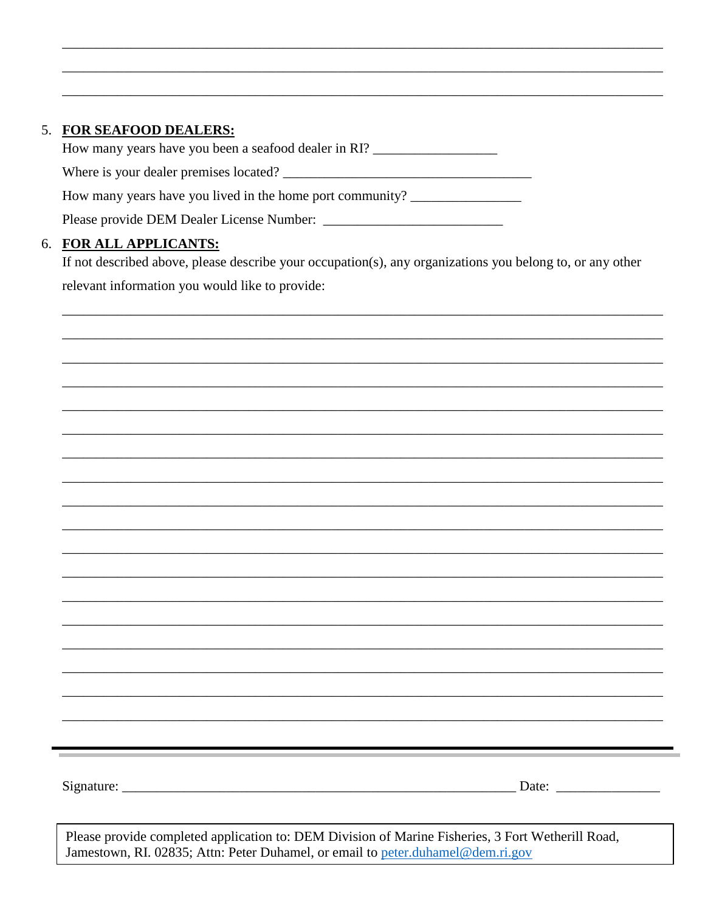\_\_\_\_\_\_\_\_\_\_\_\_\_\_\_\_\_\_\_\_\_\_\_\_\_\_\_\_\_\_\_\_\_\_\_\_\_\_\_\_\_\_\_\_\_\_\_\_\_\_\_\_\_\_\_\_\_\_\_\_\_\_\_\_\_\_\_\_\_\_\_\_\_\_\_\_\_\_

\_\_\_\_\_\_\_\_\_\_\_\_\_\_\_\_\_\_\_\_\_\_\_\_\_\_\_\_\_\_\_\_\_\_\_\_\_\_\_\_\_\_\_\_\_\_\_\_\_\_\_\_\_\_\_\_\_\_\_\_\_\_\_\_\_\_\_\_\_\_\_\_\_\_\_\_\_\_

\_\_\_\_\_\_\_\_\_\_\_\_\_\_\_\_\_\_\_\_\_\_\_\_\_\_\_\_\_\_\_\_\_\_\_\_\_\_\_\_\_\_\_\_\_\_\_\_\_\_\_\_\_\_\_\_\_\_\_\_\_\_\_\_\_\_\_\_\_\_\_\_\_\_\_\_\_\_

5. **FOR SEAFOOD DEALERS:**

   How many years have you been a seafood dealer in RI? \_\_\_\_\_\_\_\_\_\_\_\_\_\_\_\_\_\_

   Where is your dealer premises located? \_\_\_\_\_\_\_\_\_\_\_\_\_\_\_\_\_\_\_\_\_\_\_\_\_\_\_\_\_\_\_\_\_\_\_\_\_

   How many years have you lived in the home port community? \_\_\_\_\_\_\_\_\_\_\_\_\_\_\_\_

   Please provide DEM Dealer License Number: \_\_\_\_\_\_\_\_\_\_\_\_\_\_\_\_\_\_\_\_\_\_\_\_\_\_

6. **FOR ALL APPLICANTS:**

   If not described above, please describe your occupation(s), any organizations you belong to, or any other relevant information you would like to provide:

   \_\_\_\_\_\_\_\_\_\_\_\_\_\_\_\_\_\_\_\_\_\_\_\_\_\_\_\_\_\_\_\_\_\_\_\_\_\_\_\_\_\_\_\_\_\_\_\_\_\_\_\_\_\_\_\_\_\_\_\_\_\_\_\_\_\_\_\_\_\_\_\_\_\_\_\_\_\_

   \_\_\_\_\_\_\_\_\_\_\_\_\_\_\_\_\_\_\_\_\_\_\_\_\_\_\_\_\_\_\_\_\_\_\_\_\_\_\_\_\_\_\_\_\_\_\_\_\_\_\_\_\_\_\_\_\_\_\_\_\_\_\_\_\_\_\_\_\_\_\_\_\_\_\_\_\_\_

   \_\_\_\_\_\_\_\_\_\_\_\_\_\_\_\_\_\_\_\_\_\_\_\_\_\_\_\_\_\_\_\_\_\_\_\_\_\_\_\_\_\_\_\_\_\_\_\_\_\_\_\_\_\_\_\_\_\_\_\_\_\_\_\_\_\_\_\_\_\_\_\_\_\_\_\_\_\_

   \_\_\_\_\_\_\_\_\_\_\_\_\_\_\_\_\_\_\_\_\_\_\_\_\_\_\_\_\_\_\_\_\_\_\_\_\_\_\_\_\_\_\_\_\_\_\_\_\_\_\_\_\_\_\_\_\_\_\_\_\_\_\_\_\_\_\_\_\_\_\_\_\_\_\_\_\_\_

   \_\_\_\_\_\_\_\_\_\_\_\_\_\_\_\_\_\_\_\_\_\_\_\_\_\_\_\_\_\_\_\_\_\_\_\_\_\_\_\_\_\_\_\_\_\_\_\_\_\_\_\_\_\_\_\_\_\_\_\_\_\_\_\_\_\_\_\_\_\_\_\_\_\_\_\_\_\_

   \_\_\_\_\_\_\_\_\_\_\_\_\_\_\_\_\_\_\_\_\_\_\_\_\_\_\_\_\_\_\_\_\_\_\_\_\_\_\_\_\_\_\_\_\_\_\_\_\_\_\_\_\_\_\_\_\_\_\_\_\_\_\_\_\_\_\_\_\_\_\_\_\_\_\_\_\_\_

   \_\_\_\_\_\_\_\_\_\_\_\_\_\_\_\_\_\_\_\_\_\_\_\_\_\_\_\_\_\_\_\_\_\_\_\_\_\_\_\_\_\_\_\_\_\_\_\_\_\_\_\_\_\_\_\_\_\_\_\_\_\_\_\_\_\_\_\_\_\_\_\_\_\_\_\_\_\_

   \_\_\_\_\_\_\_\_\_\_\_\_\_\_\_\_\_\_\_\_\_\_\_\_\_\_\_\_\_\_\_\_\_\_\_\_\_\_\_\_\_\_\_\_\_\_\_\_\_\_\_\_\_\_\_\_\_\_\_\_\_\_\_\_\_\_\_\_\_\_\_\_\_\_\_\_\_\_

   \_\_\_\_\_\_\_\_\_\_\_\_\_\_\_\_\_\_\_\_\_\_\_\_\_\_\_\_\_\_\_\_\_\_\_\_\_\_\_\_\_\_\_\_\_\_\_\_\_\_\_\_\_\_\_\_\_\_\_\_\_\_\_\_\_\_\_\_\_\_\_\_\_\_\_\_\_\_

   \_\_\_\_\_\_\_\_\_\_\_\_\_\_\_\_\_\_\_\_\_\_\_\_\_\_\_\_\_\_\_\_\_\_\_\_\_\_\_\_\_\_\_\_\_\_\_\_\_\_\_\_\_\_\_\_\_\_\_\_\_\_\_\_\_\_\_\_\_\_\_\_\_\_\_\_\_\_

   \_\_\_\_\_\_\_\_\_\_\_\_\_\_\_\_\_\_\_\_\_\_\_\_\_\_\_\_\_\_\_\_\_\_\_\_\_\_\_\_\_\_\_\_\_\_\_\_\_\_\_\_\_\_\_\_\_\_\_\_\_\_\_\_\_\_\_\_\_\_\_\_\_\_\_\_\_\_

   \_\_\_\_\_\_\_\_\_\_\_\_\_\_\_\_\_\_\_\_\_\_\_\_\_\_\_\_\_\_\_\_\_\_\_\_\_\_\_\_\_\_\_\_\_\_\_\_\_\_\_\_\_\_\_\_\_\_\_\_\_\_\_\_\_\_\_\_\_\_\_\_\_\_\_\_\_\_

   \_\_\_\_\_\_\_\_\_\_\_\_\_\_\_\_\_\_\_\_\_\_\_\_\_\_\_\_\_\_\_\_\_\_\_\_\_\_\_\_\_\_\_\_\_\_\_\_\_\_\_\_\_\_\_\_\_\_\_\_\_\_\_\_\_\_\_\_\_\_\_\_\_\_\_\_\_\_

   \_\_\_\_\_\_\_\_\_\_\_\_\_\_\_\_\_\_\_\_\_\_\_\_\_\_\_\_\_\_\_\_\_\_\_\_\_\_\_\_\_\_\_\_\_\_\_\_\_\_\_\_\_\_\_\_\_\_\_\_\_\_\_\_\_\_\_\_\_\_\_\_\_\_\_\_\_\_

   \_\_\_\_\_\_\_\_\_\_\_\_\_\_\_\_\_\_\_\_\_\_\_\_\_\_\_\_\_\_\_\_\_\_\_\_\_\_\_\_\_\_\_\_\_\_\_\_\_\_\_\_\_\_\_\_\_\_\_\_\_\_\_\_\_\_\_\_\_\_\_\_\_\_\_\_\_\_

   \_\_\_\_\_\_\_\_\_\_\_\_\_\_\_\_\_\_\_\_\_\_\_\_\_\_\_\_\_\_\_\_\_\_\_\_\_\_\_\_\_\_\_\_\_\_\_\_\_\_\_\_\_\_\_\_\_\_\_\_\_\_\_\_\_\_\_\_\_\_\_\_\_\_\_\_\_\_

   \_\_\_\_\_\_\_\_\_\_\_\_\_\_\_\_\_\_\_\_\_\_\_\_\_\_\_\_\_\_\_\_\_\_\_\_\_\_\_\_\_\_\_\_\_\_\_\_\_\_\_\_\_\_\_\_\_\_\_\_\_\_\_\_\_\_\_\_\_\_\_\_\_\_\_\_\_\_

   \_\_\_\_\_\_\_\_\_\_\_\_\_\_\_\_\_\_\_\_\_\_\_\_\_\_\_\_\_\_\_\_\_\_\_\_\_\_\_\_\_\_\_\_\_\_\_\_\_\_\_\_\_\_\_\_\_\_\_\_\_\_\_\_\_\_\_\_\_\_\_\_\_\_\_\_\_\_

---

Signature: \_\_\_\_\_\_\_\_\_\_\_\_\_\_\_\_\_\_\_\_\_\_\_\_\_\_\_\_\_\_\_\_\_\_\_\_\_\_\_\_\_\_\_\_\_\_\_\_\_\_\_\_\_\_\_\_\_\_\_\_ Date: \_\_\_\_\_\_\_\_\_\_\_\_\_\_\_

Please provide completed application to: DEM Division of Marine Fisheries, 3 Fort Wetherill Road, Jamestown, RI. 02835; Attn: Peter Duhamel, or email to [peter.duhamel@dem.ri.gov](mailto:peter.duhamel@dem.ri.gov)